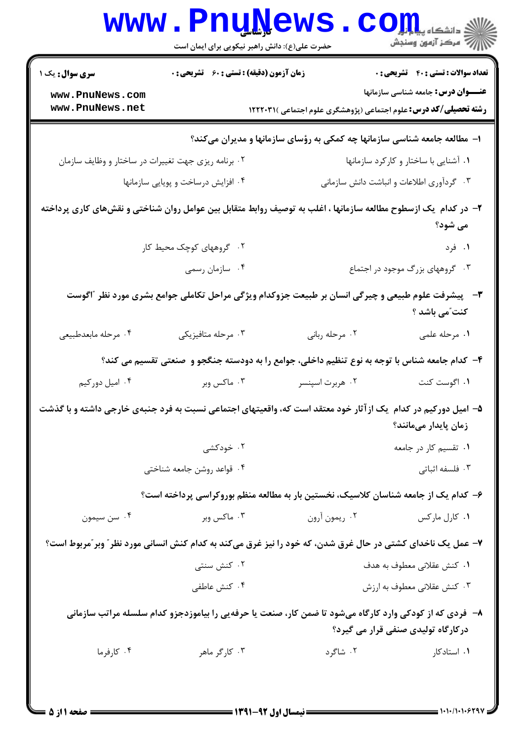سری سوال: یک ۱

زمان آزمون (دقیقه) : تستی : ۶۰ تشریحی : ۰

تعداد سوالات : تستی : ۴۰ تشریحی : ۰

**عنـــوان درس:** جامعه شناسی سازمانها

**رشته تحصیلی/کد درس:** علوم اجتماعی (پژوهشگری علوم اجتماعی )۱۲۲۲۰۳۱

**۱- مطالعه جامعه شناسی سازمانها چه کمکی به رؤسای سازمانها و مدیران می‌کند؟**

۱. آشنایی با ساختار و کارکرد سازمانها

۲. برنامه ریزی جهت تغییرات در ساختار و وظایف سازمان

۳. گردآوری اطلاعات و انباشت دانش سازمانی

۴. افزایش درساخت و پویایی سازمانها

**۲- در کدام یک ازسطوح مطالعه سازمانها ، اغلب به توصیف روابط متقابل بین عوامل روان شناختی و نقش‌های کاری پرداخته می شود؟**

۱. فرد

۲. گروههای کوچک محیط کار

۳. گروههای بزرگ موجود در اجتماع

۴. سازمان رسمی

**۳- پیشرفت علوم طبیعی و چیرگی انسان بر طبیعت جزوکدام ویژگی مراحل تکاملی جوامع بشری مورد نظر "اگوست کنت"می باشد ؟**

۱. مرحله علمی

۲. مرحله ربانی

۳. مرحله متافیزیکی

۴. مرحله مابعدطبیعی

**۴- کدام جامعه شناس با توجه به نوع تنظیم داخلی، جوامع را به دودسته جنگجو و صنعتی تقسیم می کند؟**

۱. اگوست کنت

۲. هربرت اسپنسر

۳. ماکس وبر

۴. امیل دورکیم

**۵- امیل دورکیم در کدام یک ازآثار خود معتقد است که، واقعیتهای اجتماعی نسبت به فرد جنبه‌ی خارجی داشته و با گذشت زمان پایدار می‌مانند؟**

۱. تقسیم کار در جامعه

۲. خودکشی

۳. فلسفه اثباتی

۴. قواعد روشن جامعه شناختی

**۶- کدام یک از جامعه شناسان کلاسیک، نخستین بار به مطالعه منظم بوروکراسی پرداخته است؟**

۱. کارل مارکس

۲. ریمون آرون

۳. ماکس وبر

۴. سن سیمون

**۷- عمل یک ناخدای کشتی در حال غرق شدن، که خود را نیز غرق می‌کند به کدام کنش انسانی مورد نظر" وبر"مربوط است؟**

۱. کنش عقلانی معطوف به هدف

۲. کنش سنتی

۳. کنش عقلانی معطوف به ارزش

۴. کنش عاطفی

**۸- فردی که از کودکی وارد کارگاه می‌شود تا ضمن کار، صنعت یا حرفه‌یی را بیاموزدجزو کدام سلسله مراتب سازمانی درکارگاه تولیدی صنفی قرار می گیرد؟**

۱. استادکار

۲. شاگرد

۳. کارگر ماهر

۴. کارفرما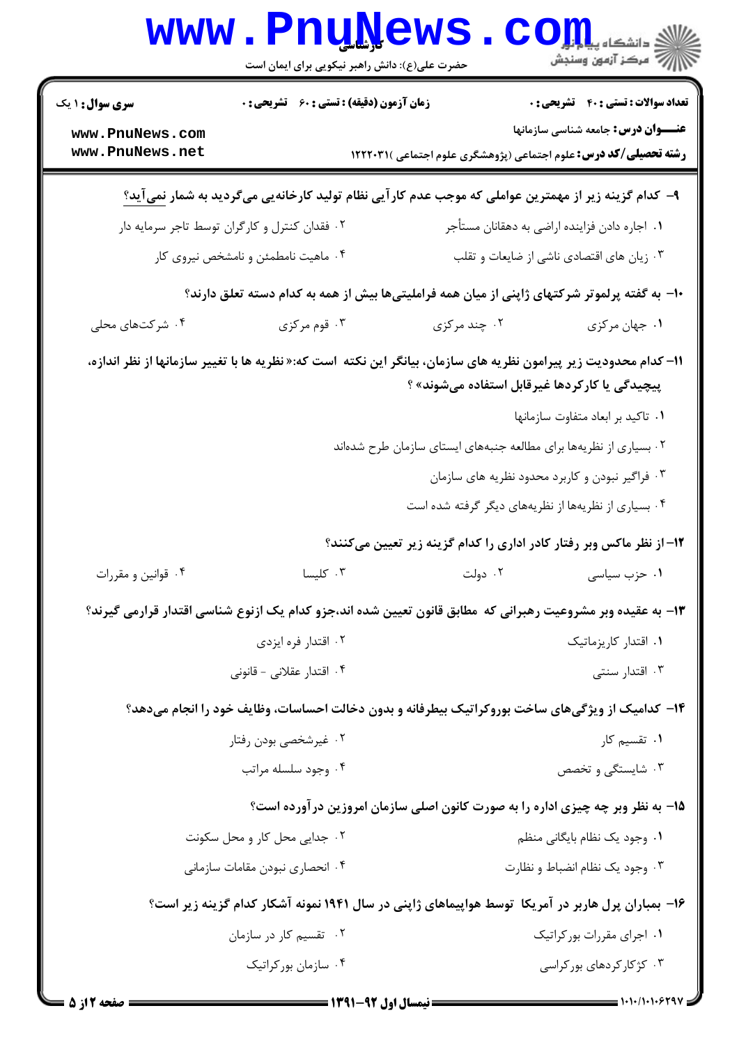**سری سوال:** ۱ یک | **زمان آزمون (دقیقه) : تستی :** ۶۰ **تشریحی :** ۰ | **تعداد سوالات : تستی :** ۴۰ **تشریحی :** ۰

**عنـــوان درس:** جامعه شناسی سازمانها

**رشته تحصیلی/کد درس:** علوم اجتماعی (پژوهشگری علوم اجتماعی )۱۲۲۲۰۳۱

۹- کدام گزینه زیر از مهمترین عواملی که موجب عدم کارآیی نظام تولید کارخانه‌یی می‌گردید به شمار نمی‌آید؟

۱. اجاره دادن فزاینده اراضی به دهقانان مستأجر

۲. فقدان کنترل و کارگران توسط تاجر سرمایه دار

۳. زیان های اقتصادی ناشی از ضایعات و تقلب

۴. ماهیت نامطمئن و نامشخص نیروی کار

۱۰- به گفته پرلموتر شرکتهای ژاپنی از میان همه فراملیتی‌ها بیش از همه به کدام دسته تعلق دارند؟

۱. جهان مرکزی

۲. چند مرکزی

۳. قوم مرکزی

۴. شرکت‌های محلی

۱۱- کدام محدودیت زیر پیرامون نظریه های سازمان، بیانگر این نکته است که:« نظریه ها با تغییر سازمانها از نظر اندازه، پیچیدگی یا کارکردها غیرقابل استفاده می‌شوند» ؟

۱. تاکید بر ابعاد متفاوت سازمانها

۲. بسیاری از نظریه‌ها برای مطالعه جنبه‌های ایستای سازمان طرح شده‌اند

۳. فراگیر نبودن و کاربرد محدود نظریه های سازمان

۴. بسیاری از نظریه‌ها از نظریه‌های دیگر گرفته شده است

۱۲- از نظر ماکس وبر رفتار کادر اداری را کدام گزینه زیر تعیین می‌کنند؟

۱. حزب سیاسی

۲. دولت

۳. کلیسا

۴. قوانین و مقررات

۱۳- به عقیده وبر مشروعیت رهبرانی که مطابق قانون تعیین شده اند،جزو کدام یک ازنوع شناسی اقتدار قرارمی گیرند؟

۱. اقتدار کاریزماتیک

۲. اقتدار فره ایزدی

۳. اقتدار سنتی

۴. اقتدار عقلانی - قانونی

۱۴- کدامیک از ویژگی‌های ساخت بوروکراتیک بیطرفانه و بدون دخالت احساسات، وظایف خود را انجام می‌دهد؟

۱. تقسیم کار

۲. غیرشخصی بودن رفتار

۳. شایستگی و تخصص

۴. وجود سلسله مراتب

۱۵- به نظر وبر چه چیزی اداره را به صورت کانون اصلی سازمان امروزین درآورده است؟

۱. وجود یک نظام بایگانی منظم

۲. جدایی محل کار و محل سکونت

۳. وجود یک نظام انضباط و نظارت

۴. انحصاری نبودن مقامات سازمانی

۱۶- بمباران پرل هاربر در آمریکا توسط هواپیماهای ژاپنی در سال ۱۹۴۱ نمونه آشکار کدام گزینه زیر است؟

۱. اجرای مقررات بورکراتیک

۲. تقسیم کار در سازمان

۳. کژکارکردهای بورکراسی

۴. سازمان بورکراتیک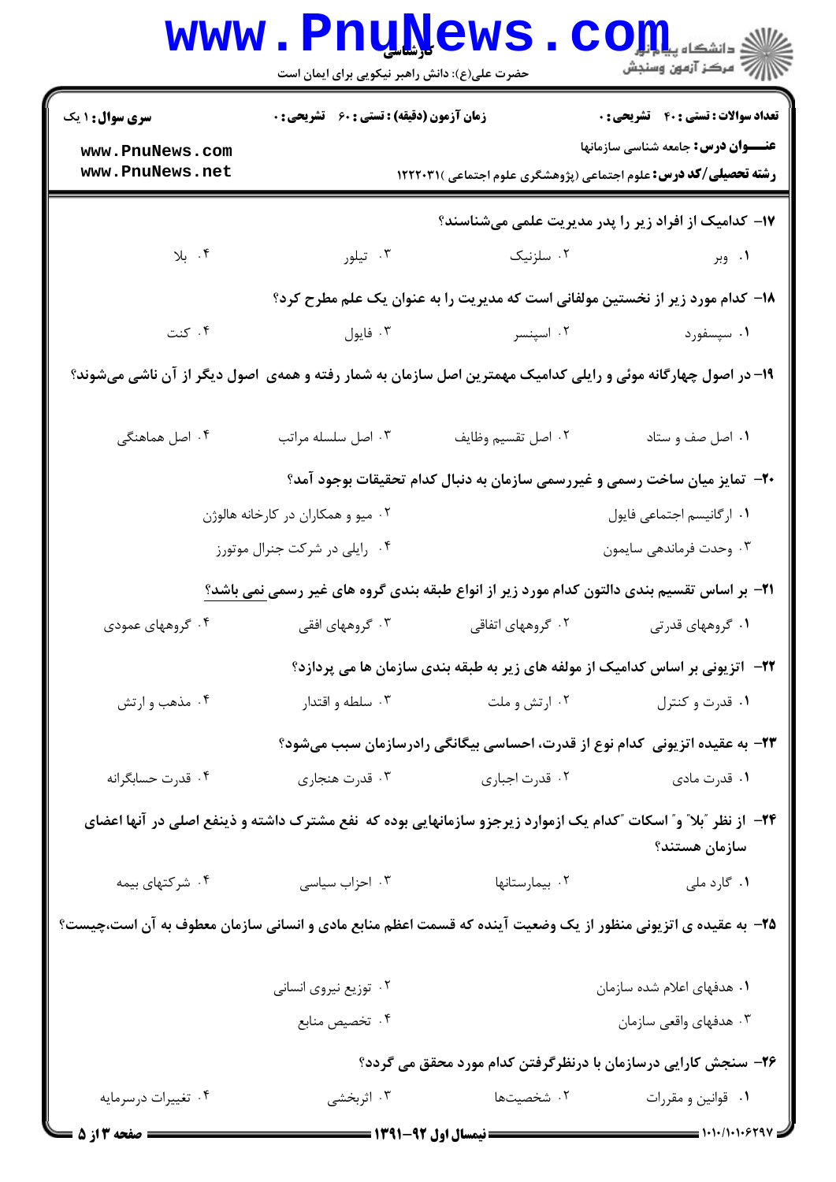۱۷- کدامیک از افراد زیر را پدر مدیریت علمی می‌شناسند؟

۱. وبر
۲. سلزنیک
۳. تیلور
۴. بلا

۱۸- کدام مورد زیر از نخستین مولفانی است که مدیریت را به عنوان یک علم مطرح کرد؟

۱. سپسفورد
۲. اسپنسر
۳. فایول
۴. کنت

۱۹- در اصول چهارگانه موئی و رایلی کدامیک مهمترین اصل سازمان به شمار رفته و همه‌ی اصول دیگر از آن ناشی می‌شوند؟

۱. اصل صف و ستاد
۲. اصل تقسیم وظایف
۳. اصل سلسله مراتب
۴. اصل هماهنگی

۲۰- تمایز میان ساخت رسمی و غیررسمی سازمان به دنبال کدام تحقیقات بوجود آمد؟

۱. ارگانیسم اجتماعی فایول
۲. میو و همکاران در کارخانه هالوژن
۳. وحدت فرماندهی سایمون
۴. رایلی در شرکت جنرال موتورز

۲۱- بر اساس تقسیم بندی دالتون کدام مورد زیر از انواع طبقه بندی گروه های غیر رسمی نمی باشد؟

۱. گروههای قدرتی
۲. گروههای اتفاقی
۳. گروههای افقی
۴. گروههای عمودی

۲۲- اتزیونی بر اساس کدامیک از مولفه های زیر به طبقه بندی سازمان ها می پردازد؟

۱. قدرت و کنترل
۲. ارتش و ملت
۳. سلطه و اقتدار
۴. مذهب و ارتش

۲۳- به عقیده اتزیونی کدام نوع از قدرت، احساسی بیگانگی رادرسازمان سبب می‌شود؟

۱. قدرت مادی
۲. قدرت اجباری
۳. قدرت هنجاری
۴. قدرت حسابگرانه

۲۴- از نظر "بلا" و" اسکات "کدام یک ازموارد زیرجزو سازمانهایی بوده که نفع مشترک داشته و ذینفع اصلی در آنها اعضای سازمان هستند؟

۱. گارد ملی
۲. بیمارستانها
۳. احزاب سیاسی
۴. شرکتهای بیمه

۲۵- به عقیده ی اتزیونی منظور از یک وضعیت آینده که قسمت اعظم منابع مادی و انسانی سازمان معطوف به آن است،چیست؟

۱. هدفهای اعلام شده سازمان
۲. توزیع نیروی انسانی
۳. هدفهای واقعی سازمان
۴. تخصیص منابع

۲۶- سنجش کارایی درسازمان با درنظرگرفتن کدام مورد محقق می گردد؟

۱. قوانین و مقررات
۲. شخصیتها
۳. اثربخشی
۴. تغییرات درسرمایه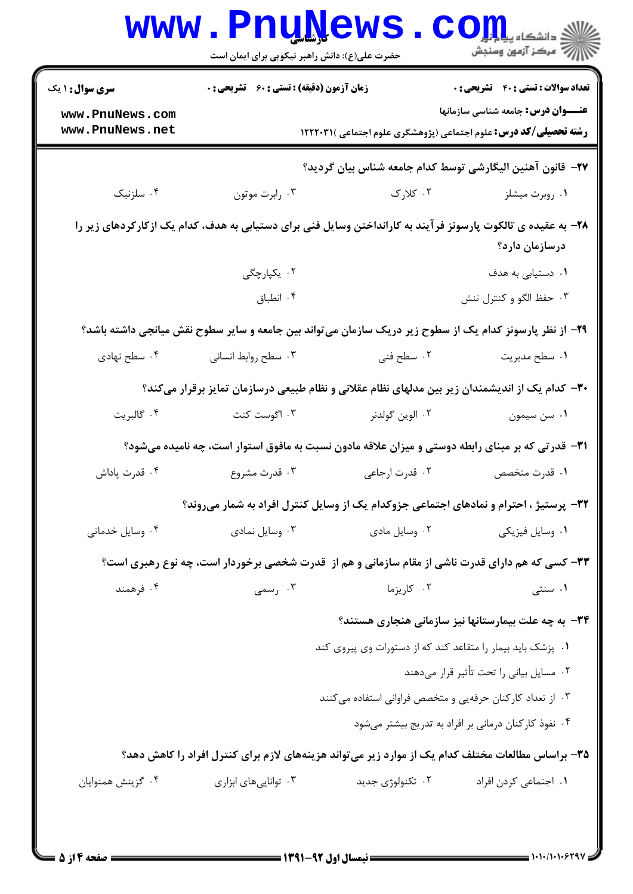۲۷- قانون آهنین الیگارشی توسط کدام جامعه شناس بیان گردید؟

۱. روبرت میشلز
۲. کلارک
۳. رابرت موتون
۴. سلزنیک

۲۸- به عقیده ی تالکوت پارسونز فرآیند به کارانداختن وسایل فنی برای دستیابی به هدف، کدام یک ازکارکردهای زیر را درسازمان دارد؟

۱. دستیابی به هدف
۲. یکپارچگی
۳. حفظ الگو و کنترل تنش
۴. انطباق

۲۹- از نظر پارسونز کدام یک از سطوح زیر دریک سازمان می‌تواند بین جامعه و سایر سطوح نقش میانجی داشته باشد؟

۱. سطح مدیریت
۲. سطح فنی
۳. سطح روابط انسانی
۴. سطح نهادی

۳۰- کدام یک از اندیشمندان زیر بین مدلهای نظام عقلانی و نظام طبیعی درسازمان تمایز برقرار می‌کند؟

۱. سن سیمون
۲. الوین گولدنر
۳. اگوست کنت
۴. گالبریت

۳۱- قدرتی که بر مبنای رابطه دوستی و میزان علاقه مادون نسبت به مافوق استوار است، چه نامیده می‌شود؟

۱. قدرت متخصص
۲. قدرت ارجاعی
۳. قدرت مشروع
۴. قدرت پاداش

۳۲- پرستیژ ، احترام و نمادهای اجتماعی جزوکدام یک از وسایل کنترل افراد به شمار می‌روند؟

۱. وسایل فیزیکی
۲. وسایل مادی
۳. وسایل نمادی
۴. وسایل خدماتی

۳۳- کسی که هم دارای قدرت ناشی از مقام سازمانی و هم از قدرت شخصی برخوردار است، چه نوع رهبری است؟

۱. سنتی
۲. کاریزما
۳. رسمی
۴. فرهمند

۳۴- به چه علت بیمارستانها نیز سازمانی هنجاری هستند؟

۱. پزشک باید بیمار را متقاعد کند که از دستورات وی پیروی کند
۲. مسایل بیانی را تحت تأثیر قرار می‌دهند
۳. از تعداد کارکنان حرفه‌یی و متخصص فراوانی استفاده می‌کنند
۴. نفوذ کارکنان درمانی بر افراد به تدریج بیشتر می‌شود

۳۵- براساس مطالعات مختلف کدام یک از موارد زیر می‌تواند هزینه‌های لازم برای کنترل افراد را کاهش دهد؟

۱. اجتماعی کردن افراد
۲. تکنولوژی جدید
۳. توانایی‌های ابزاری
۴. گزینش همنوایان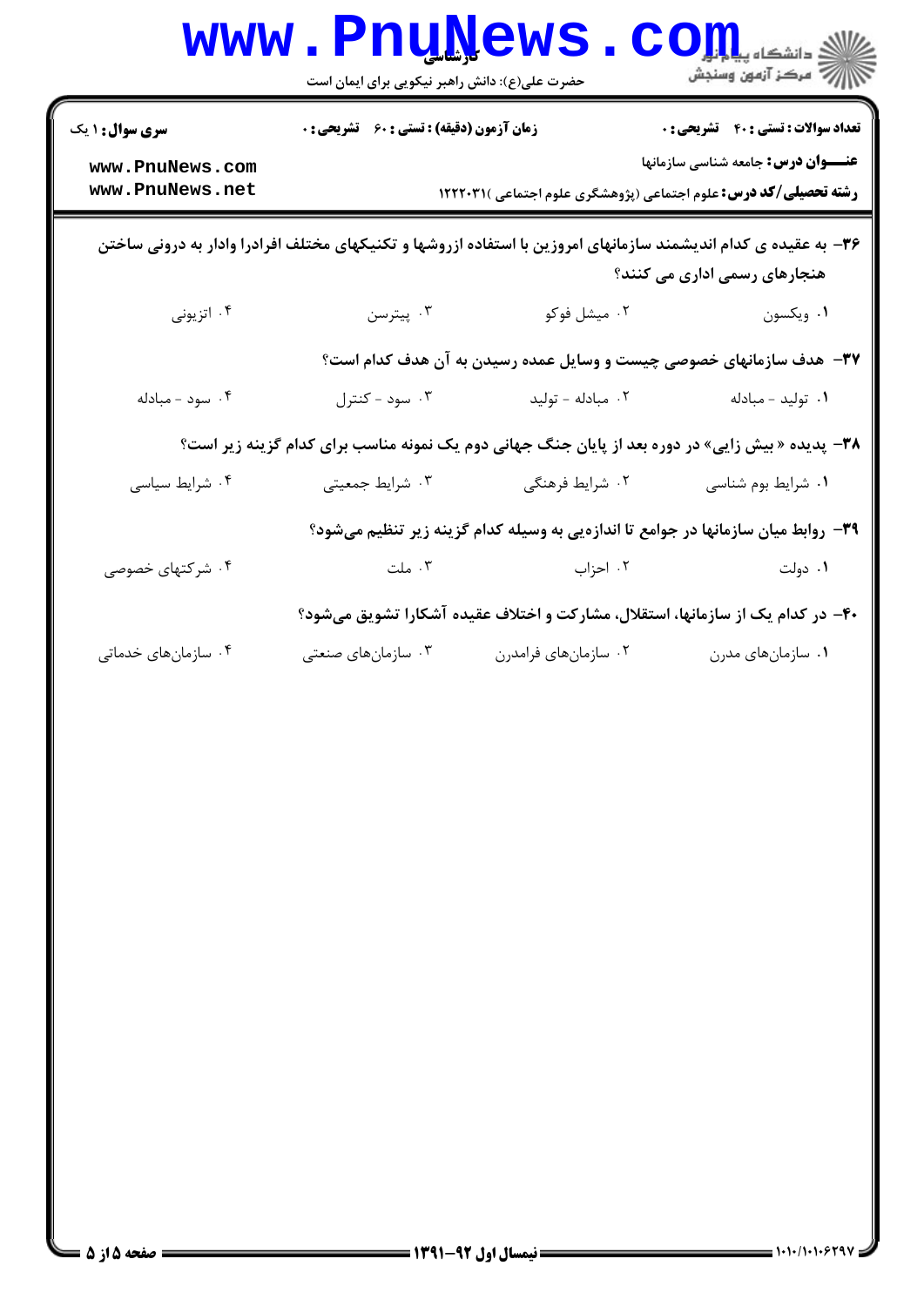**سری سوال:** ۱ یک

**زمان آزمون (دقیقه) : تستی : ۶۰ تشریحی : ۰**

**تعداد سوالات : تستی : ۴۰ تشریحی : ۰**

**عنـــوان درس:** جامعه شناسی سازمانها

**رشته تحصیلی/کد درس:** علوم اجتماعی (پژوهشگری علوم اجتماعی )۱۲۲۲۰۳۱

**۳۶- به عقیده ی کدام اندیشمند سازمانهای امروزین با استفاده ازروشها و تکنیکهای مختلف افرادرا وادار به درونی ساختن هنجارهای رسمی اداری می کنند؟**

۱. ویکسون
۲. میشل فوکو
۳. پیترسن
۴. اتزیونی

**۳۷- هدف سازمانهای خصوصی چیست و وسایل عمده رسیدن به آن هدف کدام است؟**

۱. تولید - مبادله
۲. مبادله - تولید
۳. سود - کنترل
۴. سود - مبادله

**۳۸- پدیده « بیش زایی» در دوره بعد از پایان جنگ جهانی دوم یک نمونه مناسب برای کدام گزینه زیر است؟**

۱. شرایط بوم شناسی
۲. شرایط فرهنگی
۳. شرایط جمعیتی
۴. شرایط سیاسی

**۳۹- روابط میان سازمانها در جوامع تا اندازه‌یی به وسیله کدام گزینه زیر تنظیم می‌شود؟**

۱. دولت
۲. احزاب
۳. ملت
۴. شرکتهای خصوصی

**۴۰- در کدام یک از سازمانها، استقلال، مشارکت و اختلاف عقیده آشکارا تشویق می‌شود؟**

۱. سازمان‌های مدرن
۲. سازمان‌های فرامدرن
۳. سازمان‌های صنعتی
۴. سازمان‌های خدماتی